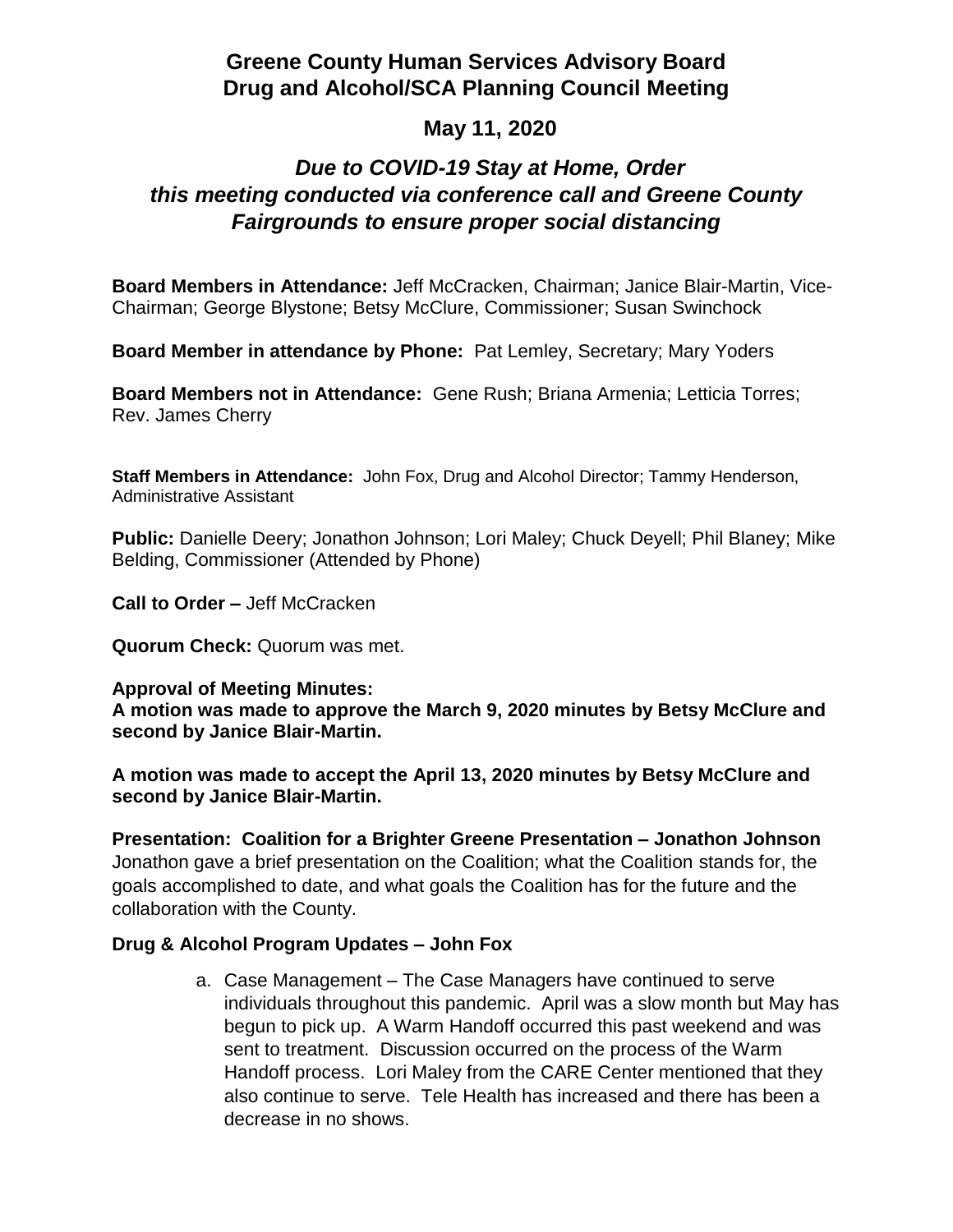# Greene County Human Services Advisory Board
# Drug and Alcohol/SCA Planning Council Meeting

## May 11, 2020

### *Due to COVID-19 Stay at Home, Order this meeting conducted via conference call and Greene County Fairgrounds to ensure proper social distancing*

**Board Members in Attendance:** Jeff McCracken, Chairman; Janice Blair-Martin, Vice-Chairman; George Blystone; Betsy McClure, Commissioner; Susan Swinchock

**Board Member in attendance by Phone:** Pat Lemley, Secretary; Mary Yoders

**Board Members not in Attendance:** Gene Rush; Briana Armenia; Letticia Torres; Rev. James Cherry

**Staff Members in Attendance:** John Fox, Drug and Alcohol Director; Tammy Henderson, Administrative Assistant

**Public:** Danielle Deery; Jonathon Johnson; Lori Maley; Chuck Deyell; Phil Blaney; Mike Belding, Commissioner (Attended by Phone)

**Call to Order –** Jeff McCracken

**Quorum Check:** Quorum was met.

**Approval of Meeting Minutes:**
**A motion was made to approve the March 9, 2020 minutes by Betsy McClure and second by Janice Blair-Martin.**

**A motion was made to accept the April 13, 2020 minutes by Betsy McClure and second by Janice Blair-Martin.**

**Presentation: Coalition for a Brighter Greene Presentation – Jonathon Johnson**
Jonathon gave a brief presentation on the Coalition; what the Coalition stands for, the goals accomplished to date, and what goals the Coalition has for the future and the collaboration with the County.

**Drug & Alcohol Program Updates – John Fox**

a. Case Management – The Case Managers have continued to serve individuals throughout this pandemic. April was a slow month but May has begun to pick up. A Warm Handoff occurred this past weekend and was sent to treatment. Discussion occurred on the process of the Warm Handoff process. Lori Maley from the CARE Center mentioned that they also continue to serve. Tele Health has increased and there has been a decrease in no shows.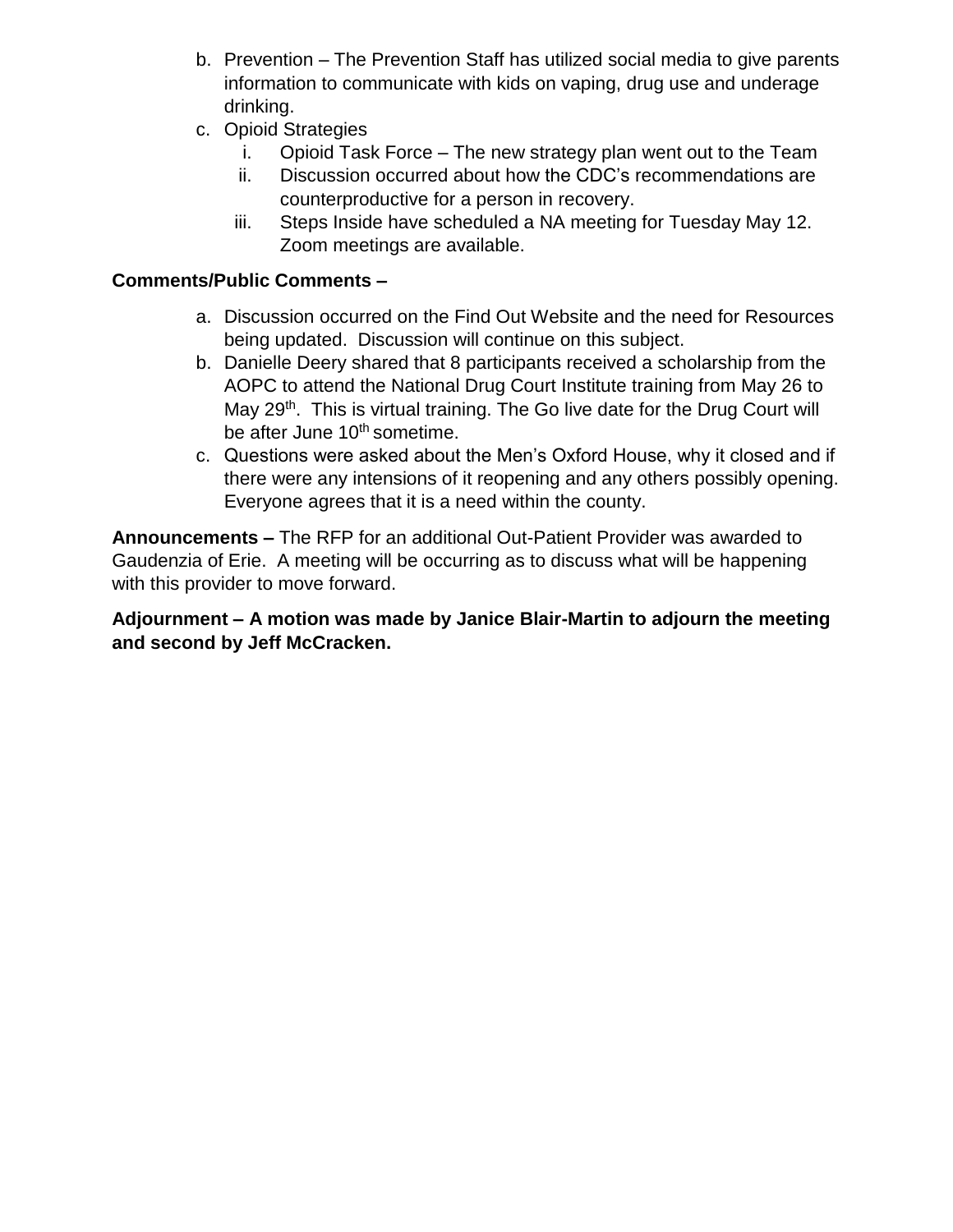b. Prevention – The Prevention Staff has utilized social media to give parents information to communicate with kids on vaping, drug use and underage drinking.
c. Opioid Strategies
   i. Opioid Task Force – The new strategy plan went out to the Team
   ii. Discussion occurred about how the CDC's recommendations are counterproductive for a person in recovery.
   iii. Steps Inside have scheduled a NA meeting for Tuesday May 12. Zoom meetings are available.

**Comments/Public Comments –**

a. Discussion occurred on the Find Out Website and the need for Resources being updated. Discussion will continue on this subject.
b. Danielle Deery shared that 8 participants received a scholarship from the AOPC to attend the National Drug Court Institute training from May 26 to May 29th. This is virtual training. The Go live date for the Drug Court will be after June 10th sometime.
c. Questions were asked about the Men's Oxford House, why it closed and if there were any intensions of it reopening and any others possibly opening. Everyone agrees that it is a need within the county.

**Announcements –** The RFP for an additional Out-Patient Provider was awarded to Gaudenzia of Erie. A meeting will be occurring as to discuss what will be happening with this provider to move forward.

**Adjournment – A motion was made by Janice Blair-Martin to adjourn the meeting and second by Jeff McCracken.**